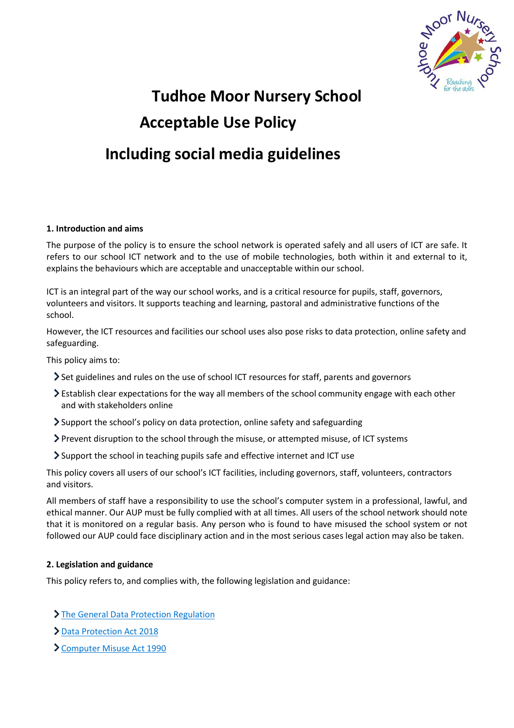# Tudhoe Moor Nursery School

# Acceptable Use Policy

# Including social media guidelines

### 1. Introduction and aims

The purpose of the policy is to ensure the school network is operated safely and all users of ICT are safe. It refers to our school ICT network and to the use of mobile technologies, both within it and external to it, explains the behaviours which are acceptable and unacceptable within our school.

ICT is an integral part of the way our school works, and is a critical resource for pupils, staff, governors, volunteers and visitors. It supports teaching and learning, pastoral and administrative functions of the school.

However, the ICT resources and facilities our school uses also pose risks to data protection, online safety and safeguarding.

This policy aims to:

- Set guidelines and rules on the use of school ICT resources for staff, parents and governors
- Establish clear expectations for the way all members of the school community engage with each other and with stakeholders online
- Support the school's policy on data protection, online safety and safeguarding
- Prevent disruption to the school through the misuse, or attempted misuse, of ICT systems
- Support the school in teaching pupils safe and effective internet and ICT use

This policy covers all users of our school's ICT facilities, including governors, staff, volunteers, contractors and visitors.

All members of staff have a responsibility to use the school's computer system in a professional, lawful, and ethical manner. Our AUP must be fully complied with at all times. All users of the school network should note that it is monitored on a regular basis. Any person who is found to have misused the school system or not followed our AUP could face disciplinary action and in the most serious cases legal action may also be taken.

### 2. Legislation and guidance

This policy refers to, and complies with, the following legislation and guidance:

- The General Data Protection Regulation
- Data Protection Act 2018
- Computer Misuse Act 1990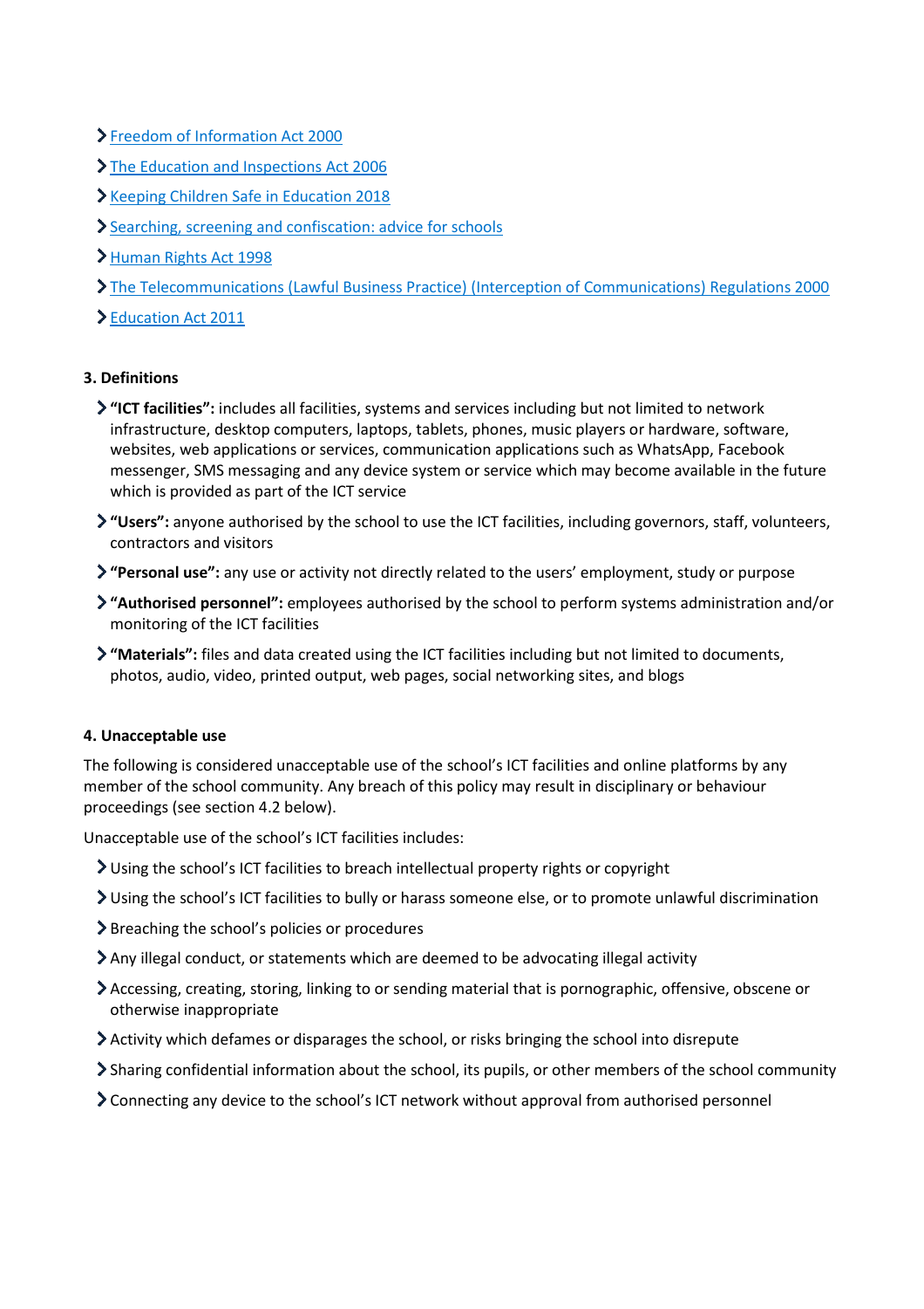- Freedom of Information Act 2000
- The Education and Inspections Act 2006
- Keeping Children Safe in Education 2018
- Searching, screening and confiscation: advice for schools
- Human Rights Act 1998
- The Telecommunications (Lawful Business Practice) (Interception of Communications) Regulations 2000
- Education Act 2011

**3. Definitions**

- **"ICT facilities":** includes all facilities, systems and services including but not limited to network infrastructure, desktop computers, laptops, tablets, phones, music players or hardware, software, websites, web applications or services, communication applications such as WhatsApp, Facebook messenger, SMS messaging and any device system or service which may become available in the future which is provided as part of the ICT service
- **"Users":** anyone authorised by the school to use the ICT facilities, including governors, staff, volunteers, contractors and visitors
- **"Personal use":** any use or activity not directly related to the users' employment, study or purpose
- **"Authorised personnel":** employees authorised by the school to perform systems administration and/or monitoring of the ICT facilities
- **"Materials":** files and data created using the ICT facilities including but not limited to documents, photos, audio, video, printed output, web pages, social networking sites, and blogs

**4. Unacceptable use**

The following is considered unacceptable use of the school's ICT facilities and online platforms by any member of the school community. Any breach of this policy may result in disciplinary or behaviour proceedings (see section 4.2 below).

Unacceptable use of the school's ICT facilities includes:

- Using the school's ICT facilities to breach intellectual property rights or copyright
- Using the school's ICT facilities to bully or harass someone else, or to promote unlawful discrimination
- Breaching the school's policies or procedures
- Any illegal conduct, or statements which are deemed to be advocating illegal activity
- Accessing, creating, storing, linking to or sending material that is pornographic, offensive, obscene or otherwise inappropriate
- Activity which defames or disparages the school, or risks bringing the school into disrepute
- Sharing confidential information about the school, its pupils, or other members of the school community
- Connecting any device to the school's ICT network without approval from authorised personnel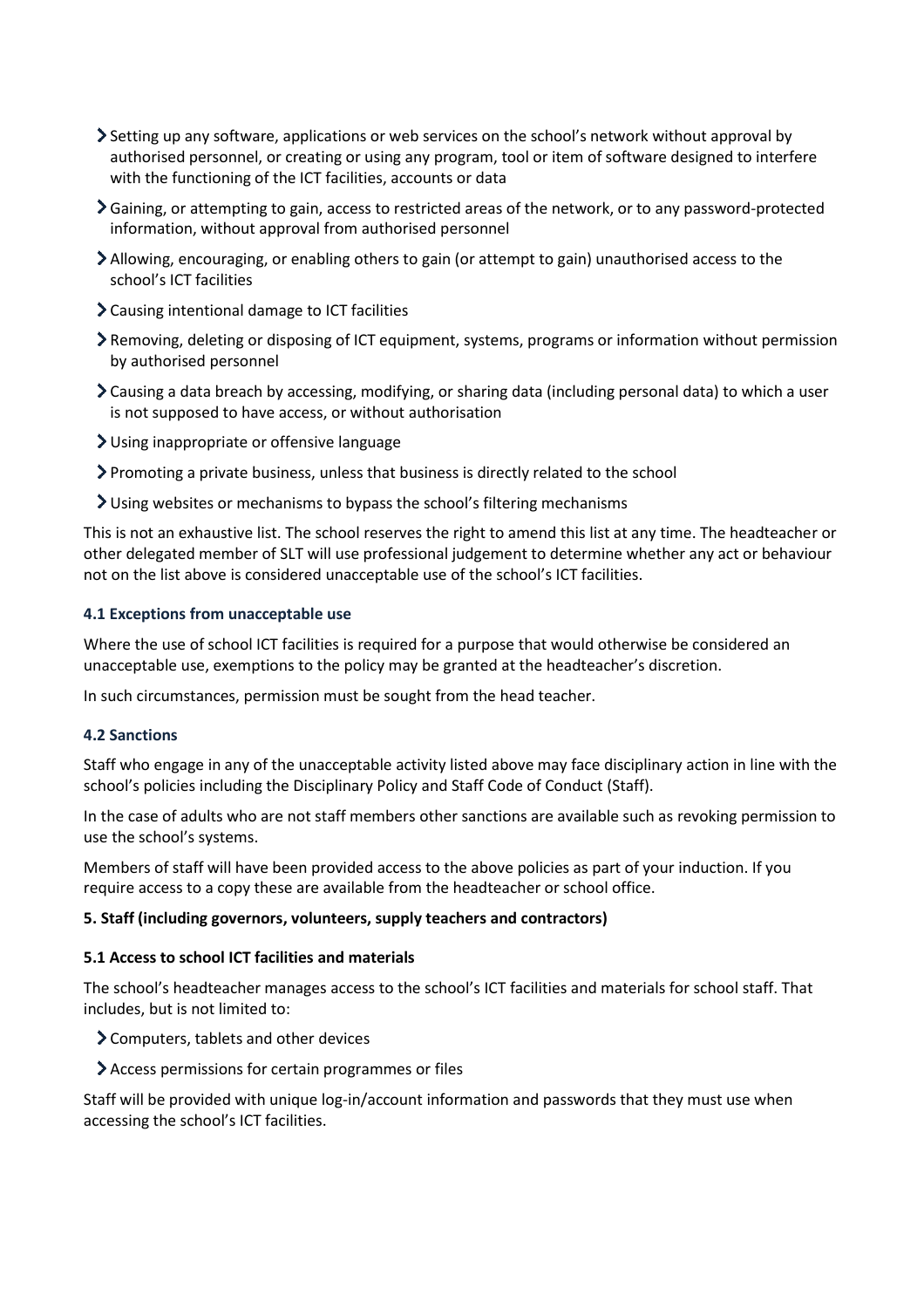- Setting up any software, applications or web services on the school's network without approval by authorised personnel, or creating or using any program, tool or item of software designed to interfere with the functioning of the ICT facilities, accounts or data
- Gaining, or attempting to gain, access to restricted areas of the network, or to any password-protected information, without approval from authorised personnel
- Allowing, encouraging, or enabling others to gain (or attempt to gain) unauthorised access to the school's ICT facilities
- Causing intentional damage to ICT facilities
- Removing, deleting or disposing of ICT equipment, systems, programs or information without permission by authorised personnel
- Causing a data breach by accessing, modifying, or sharing data (including personal data) to which a user is not supposed to have access, or without authorisation
- Using inappropriate or offensive language
- Promoting a private business, unless that business is directly related to the school
- Using websites or mechanisms to bypass the school's filtering mechanisms

This is not an exhaustive list. The school reserves the right to amend this list at any time. The headteacher or other delegated member of SLT will use professional judgement to determine whether any act or behaviour not on the list above is considered unacceptable use of the school's ICT facilities.

#### 4.1 Exceptions from unacceptable use

Where the use of school ICT facilities is required for a purpose that would otherwise be considered an unacceptable use, exemptions to the policy may be granted at the headteacher's discretion.

In such circumstances, permission must be sought from the head teacher.

#### 4.2 Sanctions

Staff who engage in any of the unacceptable activity listed above may face disciplinary action in line with the school's policies including the Disciplinary Policy and Staff Code of Conduct (Staff).

In the case of adults who are not staff members other sanctions are available such as revoking permission to use the school's systems.

Members of staff will have been provided access to the above policies as part of your induction. If you require access to a copy these are available from the headteacher or school office.

### 5. Staff (including governors, volunteers, supply teachers and contractors)

#### 5.1 Access to school ICT facilities and materials

The school's headteacher manages access to the school's ICT facilities and materials for school staff. That includes, but is not limited to:

- Computers, tablets and other devices
- Access permissions for certain programmes or files

Staff will be provided with unique log-in/account information and passwords that they must use when accessing the school's ICT facilities.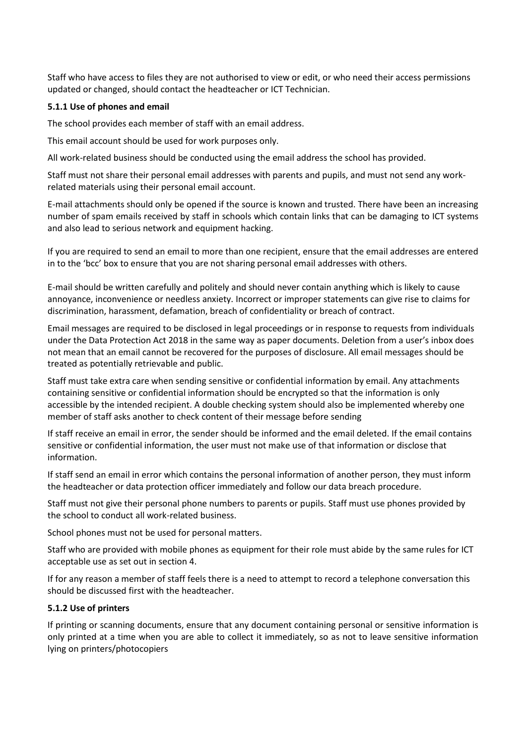Staff who have access to files they are not authorised to view or edit, or who need their access permissions updated or changed, should contact the headteacher or ICT Technician.

#### 5.1.1 Use of phones and email

The school provides each member of staff with an email address.

This email account should be used for work purposes only.

All work-related business should be conducted using the email address the school has provided.

Staff must not share their personal email addresses with parents and pupils, and must not send any work-related materials using their personal email account.

E-mail attachments should only be opened if the source is known and trusted. There have been an increasing number of spam emails received by staff in schools which contain links that can be damaging to ICT systems and also lead to serious network and equipment hacking.

If you are required to send an email to more than one recipient, ensure that the email addresses are entered in to the 'bcc' box to ensure that you are not sharing personal email addresses with others.

E-mail should be written carefully and politely and should never contain anything which is likely to cause annoyance, inconvenience or needless anxiety. Incorrect or improper statements can give rise to claims for discrimination, harassment, defamation, breach of confidentiality or breach of contract.

Email messages are required to be disclosed in legal proceedings or in response to requests from individuals under the Data Protection Act 2018 in the same way as paper documents. Deletion from a user's inbox does not mean that an email cannot be recovered for the purposes of disclosure. All email messages should be treated as potentially retrievable and public.

Staff must take extra care when sending sensitive or confidential information by email. Any attachments containing sensitive or confidential information should be encrypted so that the information is only accessible by the intended recipient. A double checking system should also be implemented whereby one member of staff asks another to check content of their message before sending

If staff receive an email in error, the sender should be informed and the email deleted. If the email contains sensitive or confidential information, the user must not make use of that information or disclose that information.

If staff send an email in error which contains the personal information of another person, they must inform the headteacher or data protection officer immediately and follow our data breach procedure.

Staff must not give their personal phone numbers to parents or pupils. Staff must use phones provided by the school to conduct all work-related business.

School phones must not be used for personal matters.

Staff who are provided with mobile phones as equipment for their role must abide by the same rules for ICT acceptable use as set out in section 4.

If for any reason a member of staff feels there is a need to attempt to record a telephone conversation this should be discussed first with the headteacher.

#### 5.1.2 Use of printers

If printing or scanning documents, ensure that any document containing personal or sensitive information is only printed at a time when you are able to collect it immediately, so as not to leave sensitive information lying on printers/photocopiers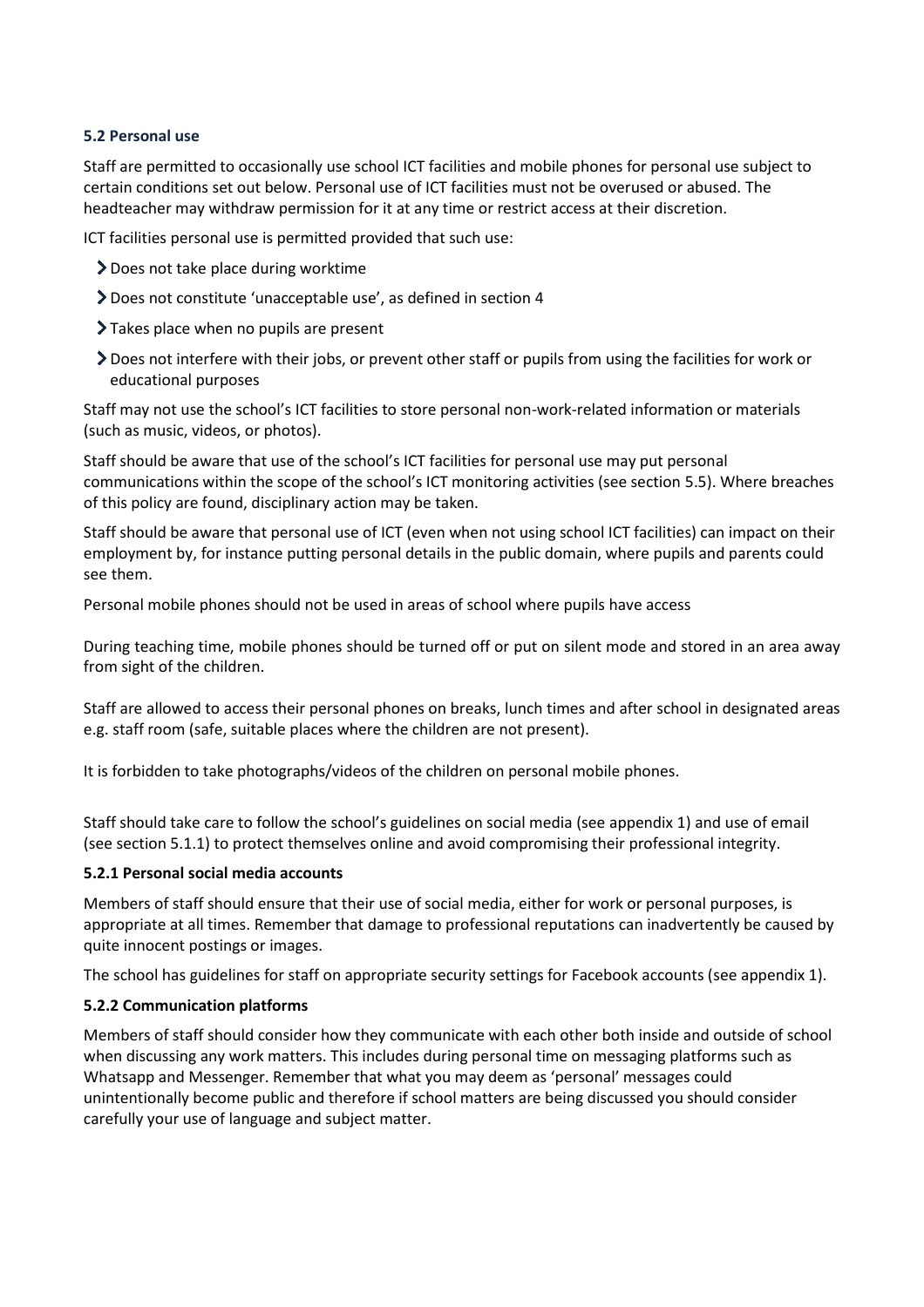### 5.2 Personal use

Staff are permitted to occasionally use school ICT facilities and mobile phones for personal use subject to certain conditions set out below. Personal use of ICT facilities must not be overused or abused. The headteacher may withdraw permission for it at any time or restrict access at their discretion.

ICT facilities personal use is permitted provided that such use:

- Does not take place during worktime
- Does not constitute 'unacceptable use', as defined in section 4
- Takes place when no pupils are present
- Does not interfere with their jobs, or prevent other staff or pupils from using the facilities for work or educational purposes

Staff may not use the school's ICT facilities to store personal non-work-related information or materials (such as music, videos, or photos).

Staff should be aware that use of the school's ICT facilities for personal use may put personal communications within the scope of the school's ICT monitoring activities (see section 5.5). Where breaches of this policy are found, disciplinary action may be taken.

Staff should be aware that personal use of ICT (even when not using school ICT facilities) can impact on their employment by, for instance putting personal details in the public domain, where pupils and parents could see them.

Personal mobile phones should not be used in areas of school where pupils have access

During teaching time, mobile phones should be turned off or put on silent mode and stored in an area away from sight of the children.

Staff are allowed to access their personal phones on breaks, lunch times and after school in designated areas e.g. staff room (safe, suitable places where the children are not present).

It is forbidden to take photographs/videos of the children on personal mobile phones.

Staff should take care to follow the school's guidelines on social media (see appendix 1) and use of email (see section 5.1.1) to protect themselves online and avoid compromising their professional integrity.

#### 5.2.1 Personal social media accounts

Members of staff should ensure that their use of social media, either for work or personal purposes, is appropriate at all times. Remember that damage to professional reputations can inadvertently be caused by quite innocent postings or images.

The school has guidelines for staff on appropriate security settings for Facebook accounts (see appendix 1).

#### 5.2.2 Communication platforms

Members of staff should consider how they communicate with each other both inside and outside of school when discussing any work matters. This includes during personal time on messaging platforms such as Whatsapp and Messenger. Remember that what you may deem as 'personal' messages could unintentionally become public and therefore if school matters are being discussed you should consider carefully your use of language and subject matter.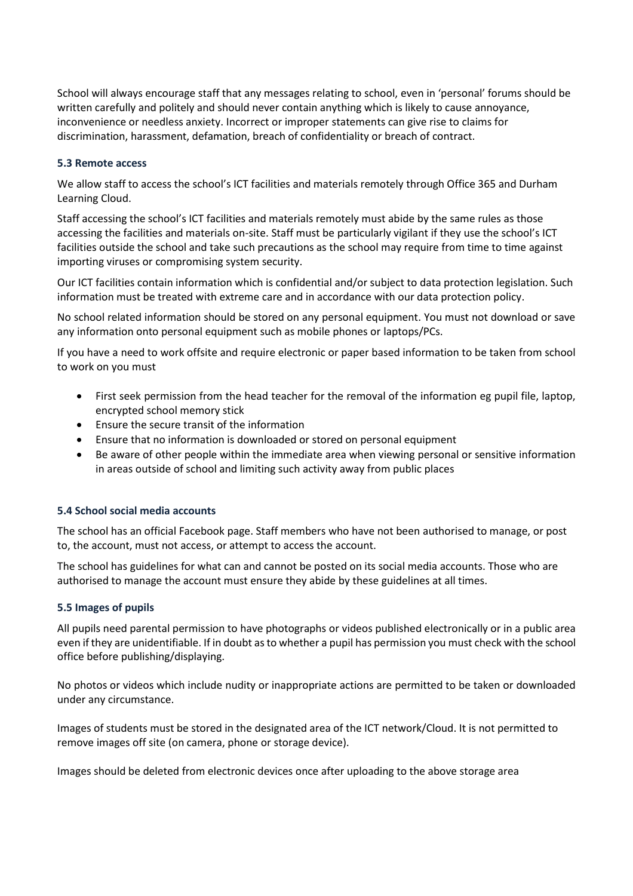School will always encourage staff that any messages relating to school, even in 'personal' forums should be written carefully and politely and should never contain anything which is likely to cause annoyance, inconvenience or needless anxiety. Incorrect or improper statements can give rise to claims for discrimination, harassment, defamation, breach of confidentiality or breach of contract.

### 5.3 Remote access

We allow staff to access the school's ICT facilities and materials remotely through Office 365 and Durham Learning Cloud.

Staff accessing the school's ICT facilities and materials remotely must abide by the same rules as those accessing the facilities and materials on-site. Staff must be particularly vigilant if they use the school's ICT facilities outside the school and take such precautions as the school may require from time to time against importing viruses or compromising system security.

Our ICT facilities contain information which is confidential and/or subject to data protection legislation. Such information must be treated with extreme care and in accordance with our data protection policy.

No school related information should be stored on any personal equipment. You must not download or save any information onto personal equipment such as mobile phones or laptops/PCs.

If you have a need to work offsite and require electronic or paper based information to be taken from school to work on you must

- First seek permission from the head teacher for the removal of the information eg pupil file, laptop, encrypted school memory stick
- Ensure the secure transit of the information
- Ensure that no information is downloaded or stored on personal equipment
- Be aware of other people within the immediate area when viewing personal or sensitive information in areas outside of school and limiting such activity away from public places

### 5.4 School social media accounts

The school has an official Facebook page. Staff members who have not been authorised to manage, or post to, the account, must not access, or attempt to access the account.

The school has guidelines for what can and cannot be posted on its social media accounts. Those who are authorised to manage the account must ensure they abide by these guidelines at all times.

### 5.5 Images of pupils

All pupils need parental permission to have photographs or videos published electronically or in a public area even if they are unidentifiable. If in doubt as to whether a pupil has permission you must check with the school office before publishing/displaying.

No photos or videos which include nudity or inappropriate actions are permitted to be taken or downloaded under any circumstance.

Images of students must be stored in the designated area of the ICT network/Cloud. It is not permitted to remove images off site (on camera, phone or storage device).

Images should be deleted from electronic devices once after uploading to the above storage area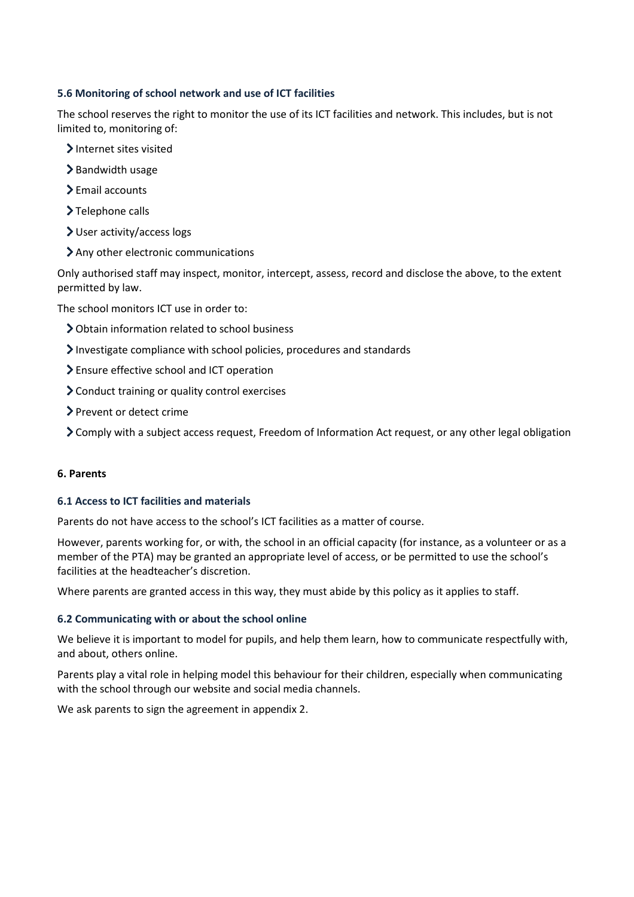### 5.6 Monitoring of school network and use of ICT facilities

The school reserves the right to monitor the use of its ICT facilities and network. This includes, but is not limited to, monitoring of:

- Internet sites visited
- Bandwidth usage
- Email accounts
- Telephone calls
- User activity/access logs
- Any other electronic communications

Only authorised staff may inspect, monitor, intercept, assess, record and disclose the above, to the extent permitted by law.

The school monitors ICT use in order to:

- Obtain information related to school business
- Investigate compliance with school policies, procedures and standards
- Ensure effective school and ICT operation
- Conduct training or quality control exercises
- Prevent or detect crime
- Comply with a subject access request, Freedom of Information Act request, or any other legal obligation

## 6. Parents

### 6.1 Access to ICT facilities and materials

Parents do not have access to the school's ICT facilities as a matter of course.

However, parents working for, or with, the school in an official capacity (for instance, as a volunteer or as a member of the PTA) may be granted an appropriate level of access, or be permitted to use the school's facilities at the headteacher's discretion.

Where parents are granted access in this way, they must abide by this policy as it applies to staff.

### 6.2 Communicating with or about the school online

We believe it is important to model for pupils, and help them learn, how to communicate respectfully with, and about, others online.

Parents play a vital role in helping model this behaviour for their children, especially when communicating with the school through our website and social media channels.

We ask parents to sign the agreement in appendix 2.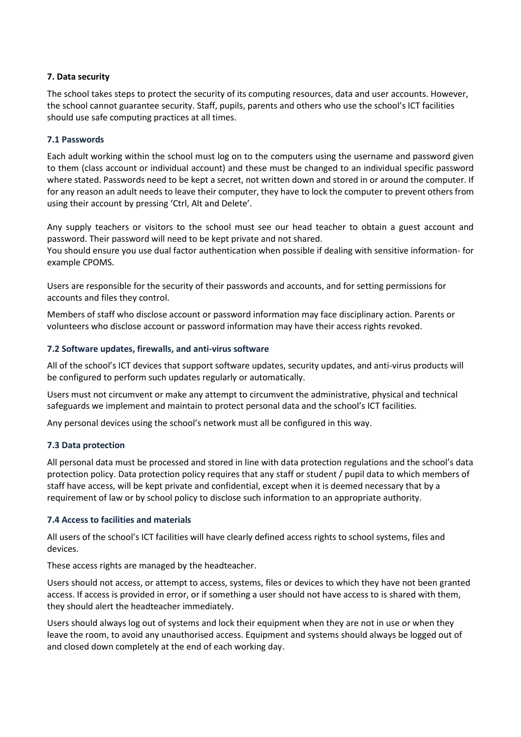### 7. Data security

The school takes steps to protect the security of its computing resources, data and user accounts. However, the school cannot guarantee security. Staff, pupils, parents and others who use the school's ICT facilities should use safe computing practices at all times.

#### 7.1 Passwords

Each adult working within the school must log on to the computers using the username and password given to them (class account or individual account) and these must be changed to an individual specific password where stated. Passwords need to be kept a secret, not written down and stored in or around the computer. If for any reason an adult needs to leave their computer, they have to lock the computer to prevent others from using their account by pressing 'Ctrl, Alt and Delete'.

Any supply teachers or visitors to the school must see our head teacher to obtain a guest account and password. Their password will need to be kept private and not shared.
You should ensure you use dual factor authentication when possible if dealing with sensitive information- for example CPOMS.

Users are responsible for the security of their passwords and accounts, and for setting permissions for accounts and files they control.

Members of staff who disclose account or password information may face disciplinary action. Parents or volunteers who disclose account or password information may have their access rights revoked.

#### 7.2 Software updates, firewalls, and anti-virus software

All of the school's ICT devices that support software updates, security updates, and anti-virus products will be configured to perform such updates regularly or automatically.

Users must not circumvent or make any attempt to circumvent the administrative, physical and technical safeguards we implement and maintain to protect personal data and the school's ICT facilities.

Any personal devices using the school's network must all be configured in this way.

#### 7.3 Data protection

All personal data must be processed and stored in line with data protection regulations and the school's data protection policy. Data protection policy requires that any staff or student / pupil data to which members of staff have access, will be kept private and confidential, except when it is deemed necessary that by a requirement of law or by school policy to disclose such information to an appropriate authority.

#### 7.4 Access to facilities and materials

All users of the school's ICT facilities will have clearly defined access rights to school systems, files and devices.

These access rights are managed by the headteacher.

Users should not access, or attempt to access, systems, files or devices to which they have not been granted access. If access is provided in error, or if something a user should not have access to is shared with them, they should alert the headteacher immediately.

Users should always log out of systems and lock their equipment when they are not in use or when they leave the room, to avoid any unauthorised access. Equipment and systems should always be logged out of and closed down completely at the end of each working day.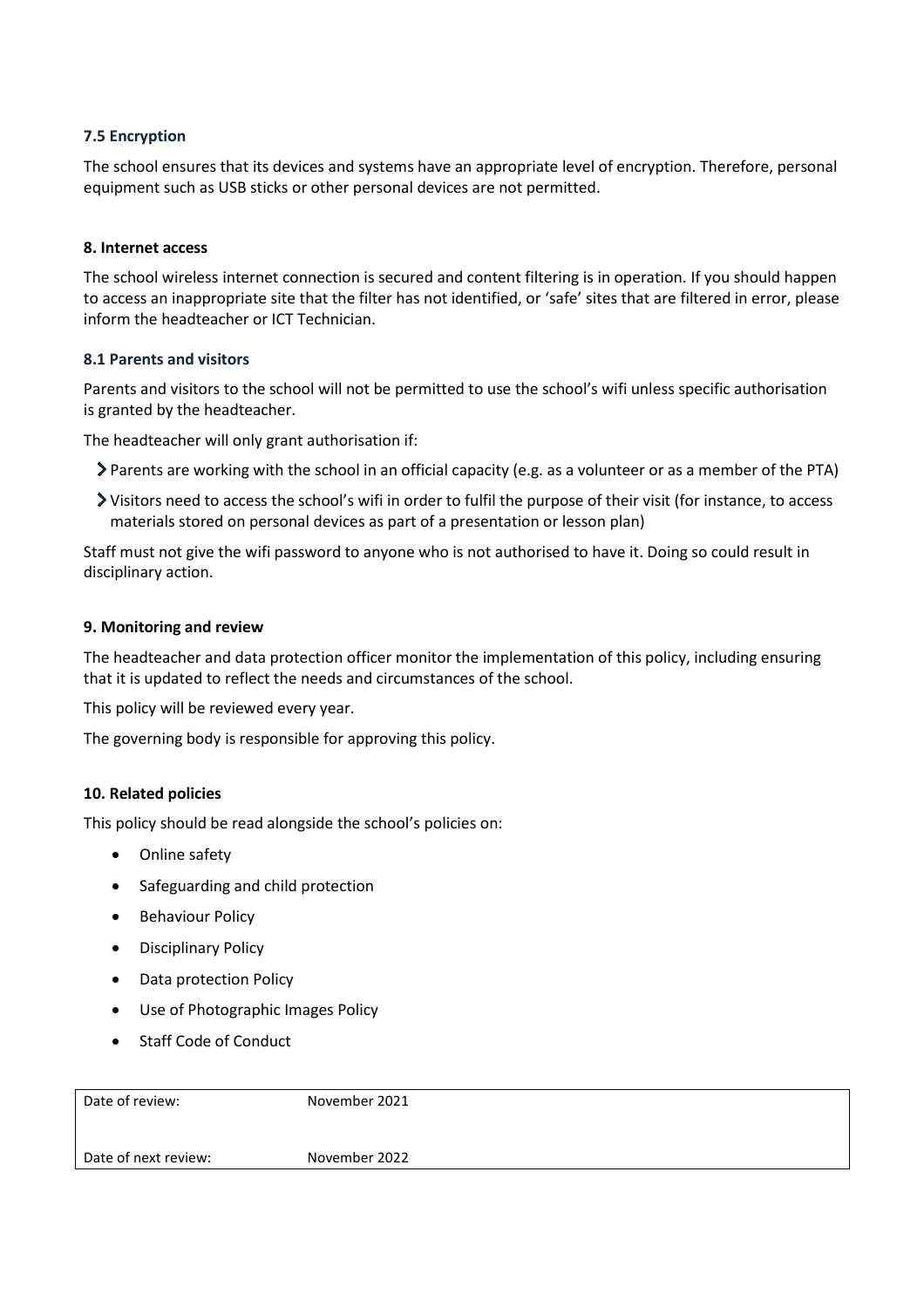### 7.5 Encryption

The school ensures that its devices and systems have an appropriate level of encryption. Therefore, personal equipment such as USB sticks or other personal devices are not permitted.

## 8. Internet access

The school wireless internet connection is secured and content filtering is in operation. If you should happen to access an inappropriate site that the filter has not identified, or 'safe' sites that are filtered in error, please inform the headteacher or ICT Technician.

### 8.1 Parents and visitors

Parents and visitors to the school will not be permitted to use the school's wifi unless specific authorisation is granted by the headteacher.

The headteacher will only grant authorisation if:

- Parents are working with the school in an official capacity (e.g. as a volunteer or as a member of the PTA)
- Visitors need to access the school's wifi in order to fulfil the purpose of their visit (for instance, to access materials stored on personal devices as part of a presentation or lesson plan)

Staff must not give the wifi password to anyone who is not authorised to have it. Doing so could result in disciplinary action.

## 9. Monitoring and review

The headteacher and data protection officer monitor the implementation of this policy, including ensuring that it is updated to reflect the needs and circumstances of the school.

This policy will be reviewed every year.

The governing body is responsible for approving this policy.

## 10. Related policies

This policy should be read alongside the school's policies on:

- Online safety
- Safeguarding and child protection
- Behaviour Policy
- Disciplinary Policy
- Data protection Policy
- Use of Photographic Images Policy
- Staff Code of Conduct

| Date of review: | November 2021 |
|---|---|
| Date of next review: | November 2022 |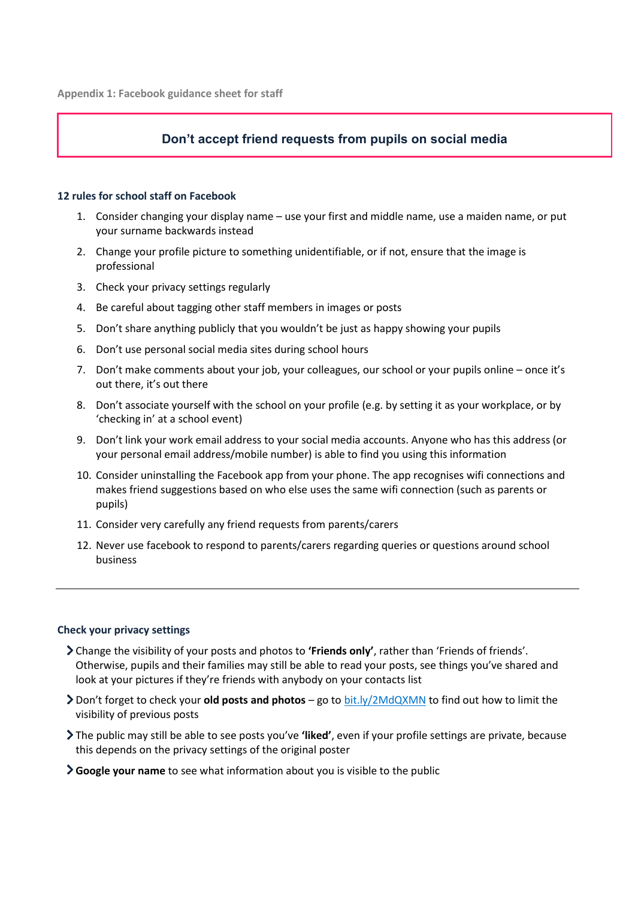Appendix 1: Facebook guidance sheet for staff

## Don’t accept friend requests from pupils on social media

### 12 rules for school staff on Facebook

1. Consider changing your display name – use your first and middle name, use a maiden name, or put your surname backwards instead
2. Change your profile picture to something unidentifiable, or if not, ensure that the image is professional
3. Check your privacy settings regularly
4. Be careful about tagging other staff members in images or posts
5. Don’t share anything publicly that you wouldn’t be just as happy showing your pupils
6. Don’t use personal social media sites during school hours
7. Don’t make comments about your job, your colleagues, our school or your pupils online – once it’s out there, it’s out there
8. Don’t associate yourself with the school on your profile (e.g. by setting it as your workplace, or by ‘checking in’ at a school event)
9. Don’t link your work email address to your social media accounts. Anyone who has this address (or your personal email address/mobile number) is able to find you using this information
10. Consider uninstalling the Facebook app from your phone. The app recognises wifi connections and makes friend suggestions based on who else uses the same wifi connection (such as parents or pupils)
11. Consider very carefully any friend requests from parents/carers
12. Never use facebook to respond to parents/carers regarding queries or questions around school business

---

### Check your privacy settings

- Change the visibility of your posts and photos to **‘Friends only’**, rather than ‘Friends of friends’. Otherwise, pupils and their families may still be able to read your posts, see things you’ve shared and look at your pictures if they’re friends with anybody on your contacts list
- Don’t forget to check your **old posts and photos** – go to bit.ly/2MdQXMN to find out how to limit the visibility of previous posts
- The public may still be able to see posts you’ve **‘liked’**, even if your profile settings are private, because this depends on the privacy settings of the original poster
- **Google your name** to see what information about you is visible to the public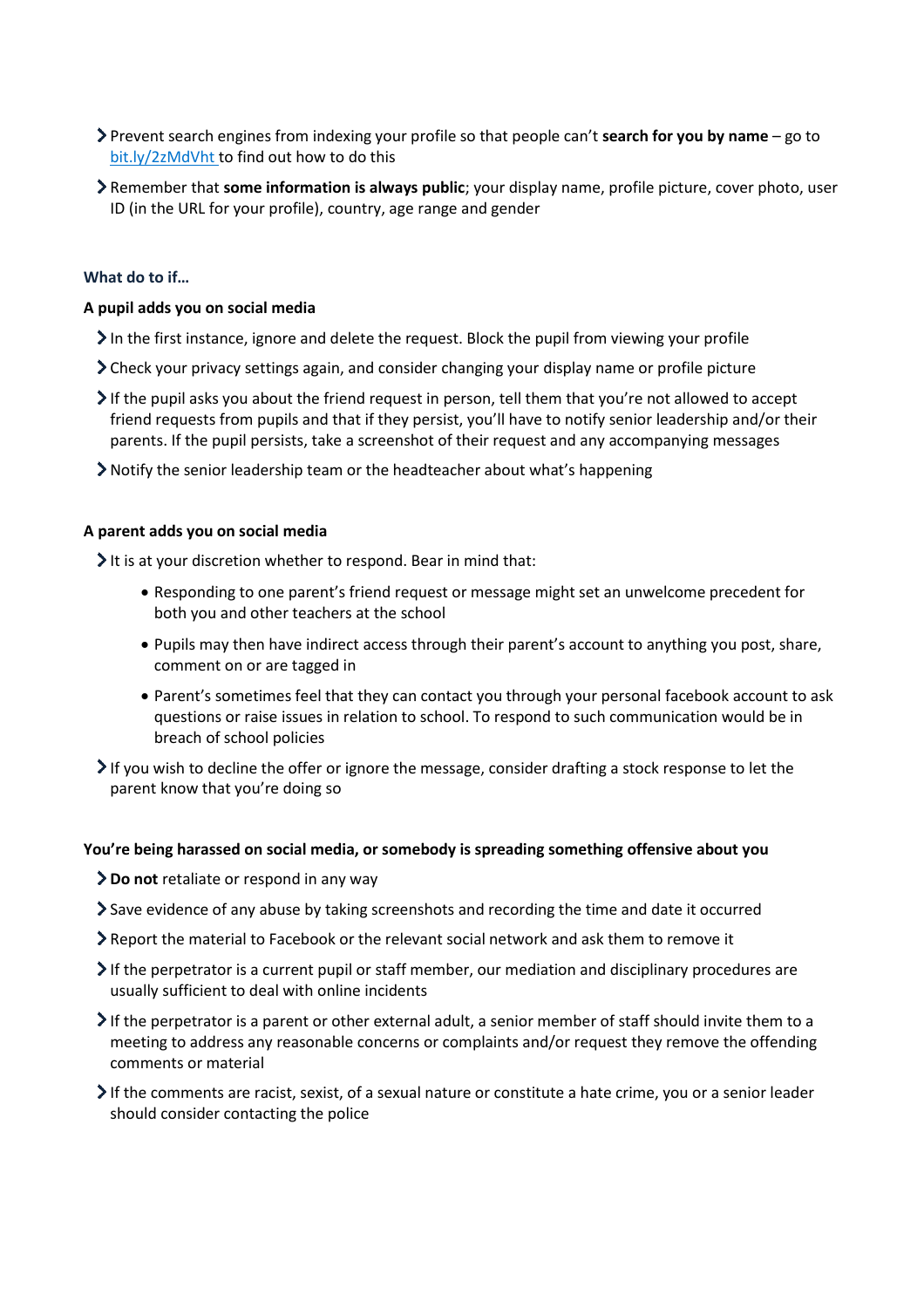- Prevent search engines from indexing your profile so that people can't **search for you by name** – go to [bit.ly/2zMdVht](bit.ly/2zMdVht) to find out how to do this
- Remember that **some information is always public**; your display name, profile picture, cover photo, user ID (in the URL for your profile), country, age range and gender

### What do to if…

#### A pupil adds you on social media

- In the first instance, ignore and delete the request. Block the pupil from viewing your profile
- Check your privacy settings again, and consider changing your display name or profile picture
- If the pupil asks you about the friend request in person, tell them that you're not allowed to accept friend requests from pupils and that if they persist, you'll have to notify senior leadership and/or their parents. If the pupil persists, take a screenshot of their request and any accompanying messages
- Notify the senior leadership team or the headteacher about what's happening

#### A parent adds you on social media

- It is at your discretion whether to respond. Bear in mind that:
  - Responding to one parent's friend request or message might set an unwelcome precedent for both you and other teachers at the school
  - Pupils may then have indirect access through their parent's account to anything you post, share, comment on or are tagged in
  - Parent's sometimes feel that they can contact you through your personal facebook account to ask questions or raise issues in relation to school. To respond to such communication would be in breach of school policies
- If you wish to decline the offer or ignore the message, consider drafting a stock response to let the parent know that you're doing so

#### You're being harassed on social media, or somebody is spreading something offensive about you

- **Do not** retaliate or respond in any way
- Save evidence of any abuse by taking screenshots and recording the time and date it occurred
- Report the material to Facebook or the relevant social network and ask them to remove it
- If the perpetrator is a current pupil or staff member, our mediation and disciplinary procedures are usually sufficient to deal with online incidents
- If the perpetrator is a parent or other external adult, a senior member of staff should invite them to a meeting to address any reasonable concerns or complaints and/or request they remove the offending comments or material
- If the comments are racist, sexist, of a sexual nature or constitute a hate crime, you or a senior leader should consider contacting the police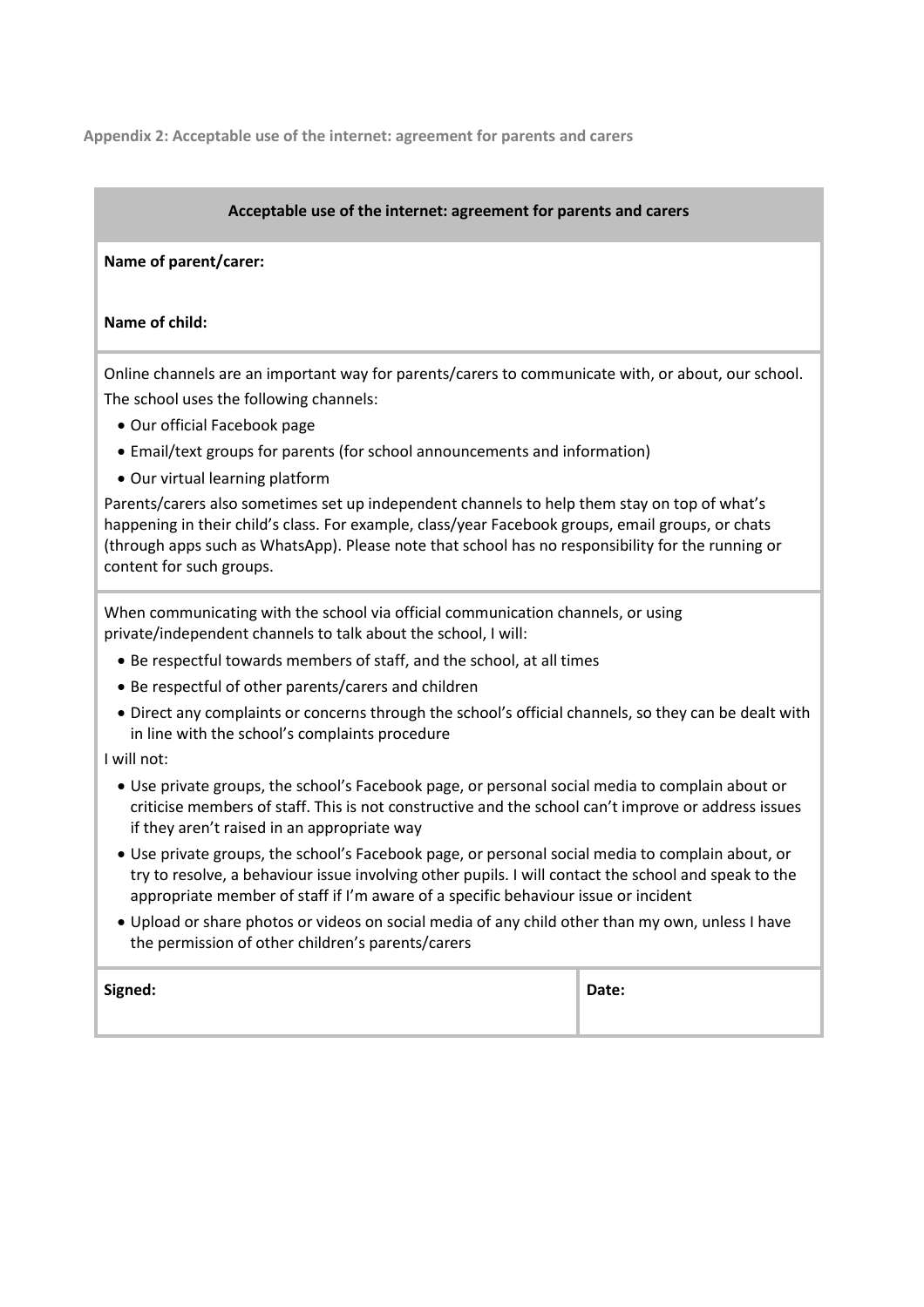**Appendix 2: Acceptable use of the internet: agreement for parents and carers**

**Acceptable use of the internet: agreement for parents and carers**

**Name of parent/carer:**

**Name of child:**

Online channels are an important way for parents/carers to communicate with, or about, our school. The school uses the following channels:

- Our official Facebook page
- Email/text groups for parents (for school announcements and information)
- Our virtual learning platform

Parents/carers also sometimes set up independent channels to help them stay on top of what's happening in their child's class. For example, class/year Facebook groups, email groups, or chats (through apps such as WhatsApp). Please note that school has no responsibility for the running or content for such groups.

When communicating with the school via official communication channels, or using private/independent channels to talk about the school, I will:

- Be respectful towards members of staff, and the school, at all times
- Be respectful of other parents/carers and children
- Direct any complaints or concerns through the school's official channels, so they can be dealt with in line with the school's complaints procedure

I will not:

- Use private groups, the school's Facebook page, or personal social media to complain about or criticise members of staff. This is not constructive and the school can't improve or address issues if they aren't raised in an appropriate way
- Use private groups, the school's Facebook page, or personal social media to complain about, or try to resolve, a behaviour issue involving other pupils. I will contact the school and speak to the appropriate member of staff if I'm aware of a specific behaviour issue or incident
- Upload or share photos or videos on social media of any child other than my own, unless I have the permission of other children's parents/carers

| **Signed:** | **Date:** |
|---|---|
| | |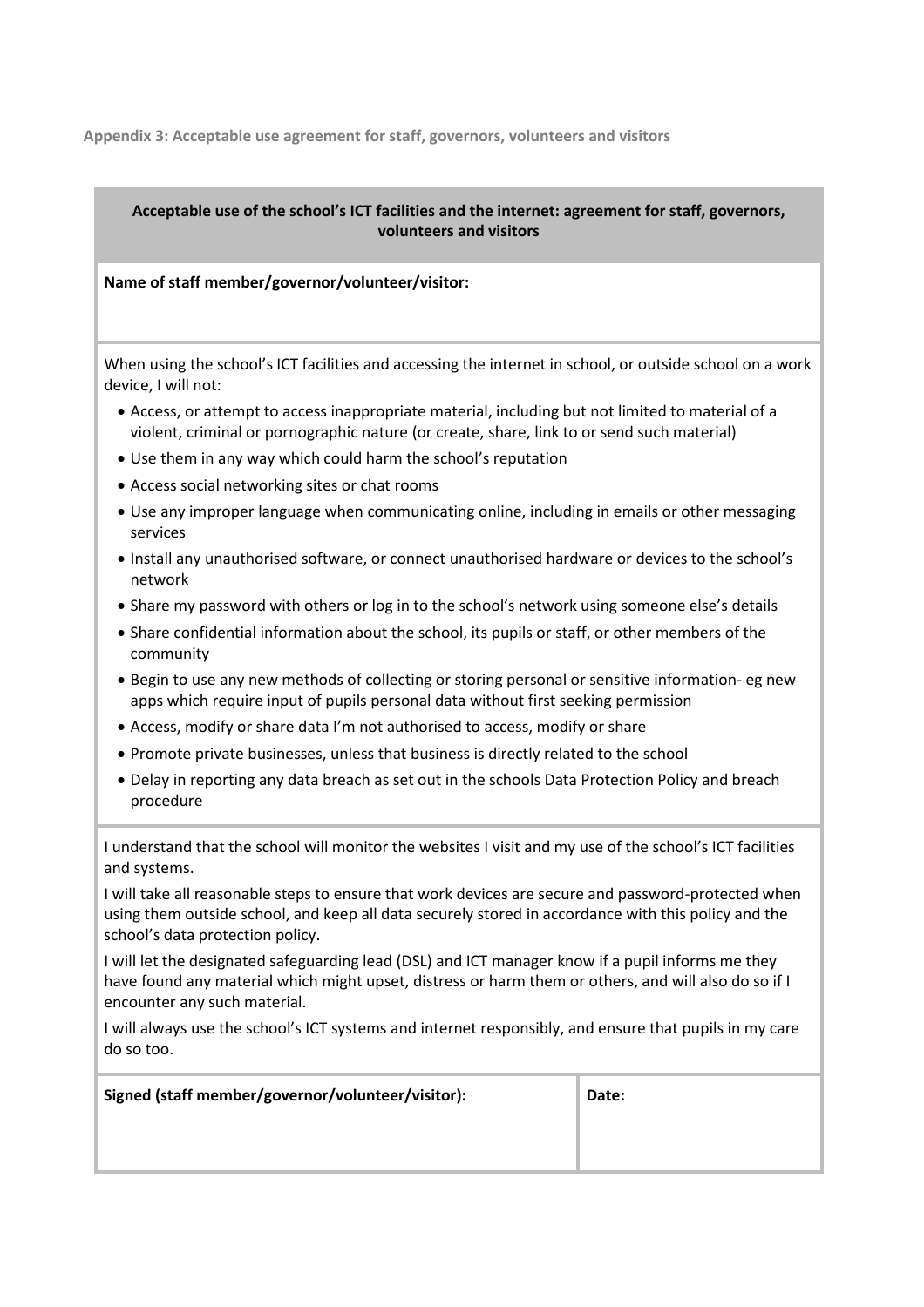**Appendix 3: Acceptable use agreement for staff, governors, volunteers and visitors**

**Acceptable use of the school's ICT facilities and the internet: agreement for staff, governors, volunteers and visitors**

**Name of staff member/governor/volunteer/visitor:**

When using the school's ICT facilities and accessing the internet in school, or outside school on a work device, I will not:

- Access, or attempt to access inappropriate material, including but not limited to material of a violent, criminal or pornographic nature (or create, share, link to or send such material)
- Use them in any way which could harm the school's reputation
- Access social networking sites or chat rooms
- Use any improper language when communicating online, including in emails or other messaging services
- Install any unauthorised software, or connect unauthorised hardware or devices to the school's network
- Share my password with others or log in to the school's network using someone else's details
- Share confidential information about the school, its pupils or staff, or other members of the community
- Begin to use any new methods of collecting or storing personal or sensitive information- eg new apps which require input of pupils personal data without first seeking permission
- Access, modify or share data I'm not authorised to access, modify or share
- Promote private businesses, unless that business is directly related to the school
- Delay in reporting any data breach as set out in the schools Data Protection Policy and breach procedure

I understand that the school will monitor the websites I visit and my use of the school's ICT facilities and systems.

I will take all reasonable steps to ensure that work devices are secure and password-protected when using them outside school, and keep all data securely stored in accordance with this policy and the school's data protection policy.

I will let the designated safeguarding lead (DSL) and ICT manager know if a pupil informs me they have found any material which might upset, distress or harm them or others, and will also do so if I encounter any such material.

I will always use the school's ICT systems and internet responsibly, and ensure that pupils in my care do so too.

| **Signed (staff member/governor/volunteer/visitor):** | **Date:** |
|---|---|
| | |